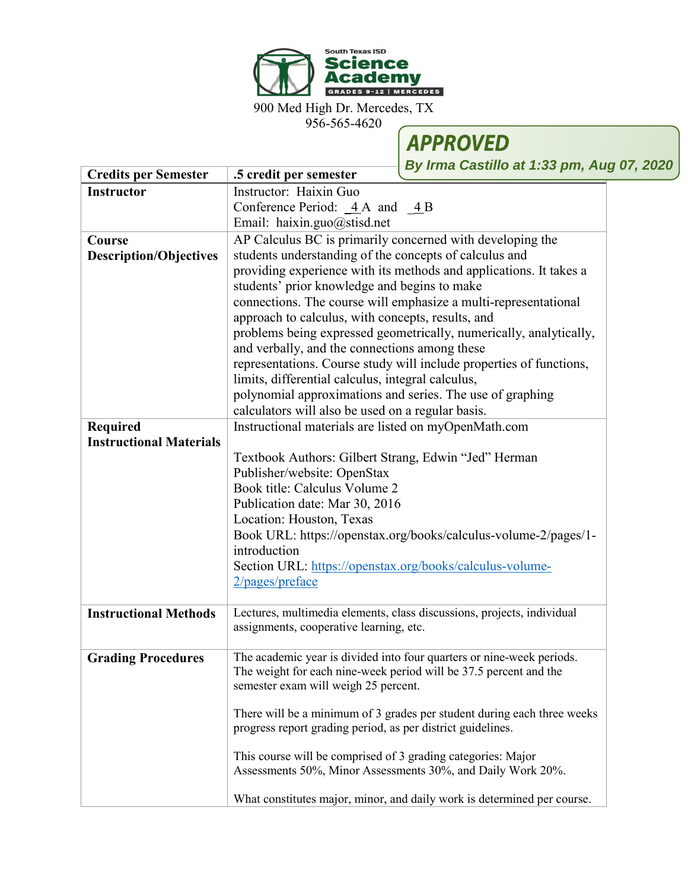South Texas ISD
Science Academy
GRADES 9-12 | MERCEDES

900 Med High Dr. Mercedes, TX
956-565-4620

**APPROVED**
*By Irma Castillo at 1:33 pm, Aug 07, 2020*

| **Credits per Semester** | **.5 credit per semester** |
|---|---|
| **Instructor** | Instructor: Haixin Guo<br>Conference Period: _4_A and _4_B<br>Email: haixin.guo@stisd.net |
| **Course Description/Objectives** | AP Calculus BC is primarily concerned with developing the students understanding of the concepts of calculus and providing experience with its methods and applications. It takes a students' prior knowledge and begins to make connections. The course will emphasize a multi-representational approach to calculus, with concepts, results, and problems being expressed geometrically, numerically, analytically, and verbally, and the connections among these representations. Course study will include properties of functions, limits, differential calculus, integral calculus, polynomial approximations and series. The use of graphing calculators will also be used on a regular basis. |
| **Required Instructional Materials** | Instructional materials are listed on myOpenMath.com<br><br>Textbook Authors: Gilbert Strang, Edwin "Jed" Herman<br>Publisher/website: OpenStax<br>Book title: Calculus Volume 2<br>Publication date: Mar 30, 2016<br>Location: Houston, Texas<br>Book URL: https://openstax.org/books/calculus-volume-2/pages/1-introduction<br>Section URL: https://openstax.org/books/calculus-volume-2/pages/preface |
| **Instructional Methods** | Lectures, multimedia elements, class discussions, projects, individual assignments, cooperative learning, etc. |
| **Grading Procedures** | The academic year is divided into four quarters or nine-week periods. The weight for each nine-week period will be 37.5 percent and the semester exam will weigh 25 percent.<br><br>There will be a minimum of 3 grades per student during each three weeks progress report grading period, as per district guidelines.<br><br>This course will be comprised of 3 grading categories: Major Assessments 50%, Minor Assessments 30%, and Daily Work 20%.<br><br>What constitutes major, minor, and daily work is determined per course. |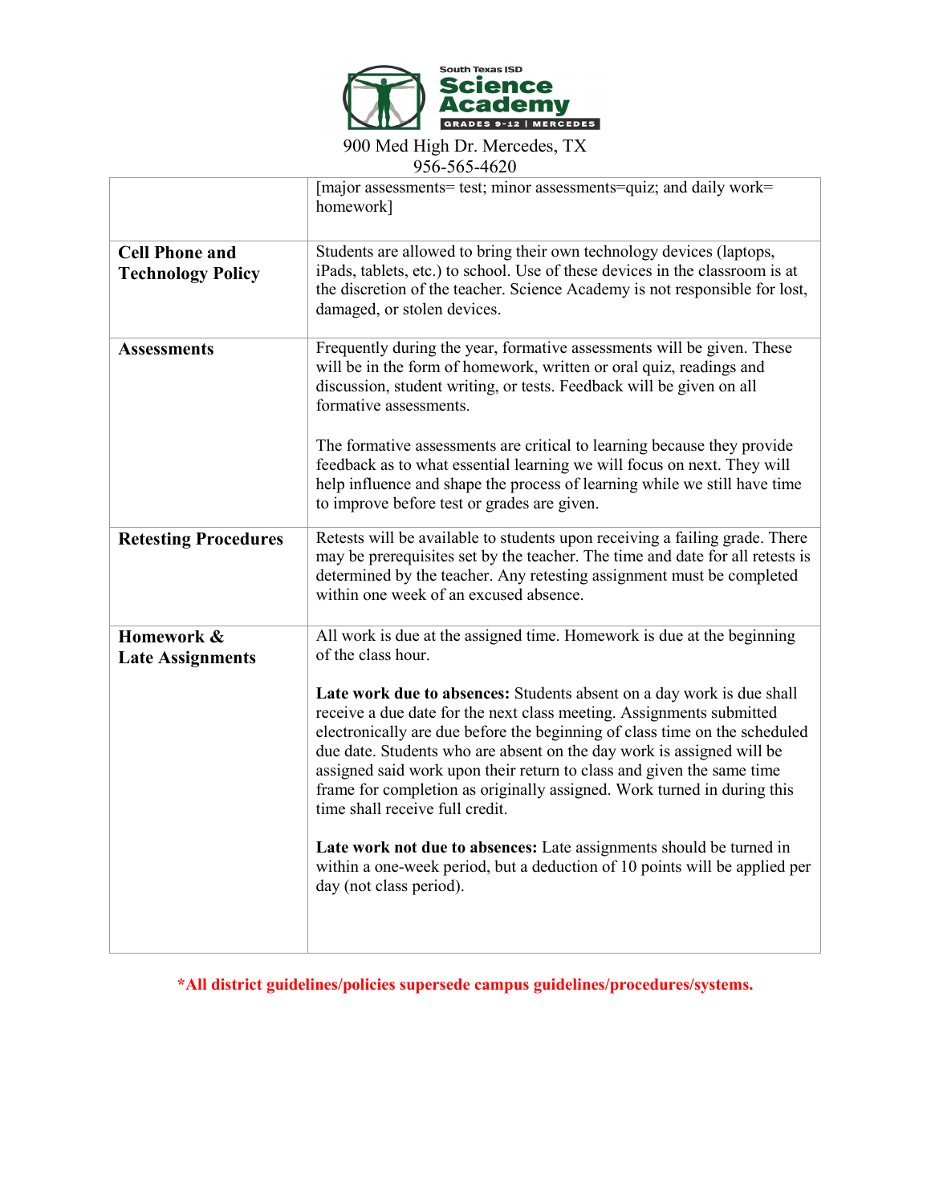South Texas ISD Science Academy GRADES 9-12 | MERCEDES

900 Med High Dr. Mercedes, TX
956-565-4620

| | |
|---|---|
| | [major assessments= test; minor assessments=quiz; and daily work= homework] |
| **Cell Phone and Technology Policy** | Students are allowed to bring their own technology devices (laptops, iPads, tablets, etc.) to school. Use of these devices in the classroom is at the discretion of the teacher. Science Academy is not responsible for lost, damaged, or stolen devices. |
| **Assessments** | Frequently during the year, formative assessments will be given. These will be in the form of homework, written or oral quiz, readings and discussion, student writing, or tests. Feedback will be given on all formative assessments.<br><br>The formative assessments are critical to learning because they provide feedback as to what essential learning we will focus on next. They will help influence and shape the process of learning while we still have time to improve before test or grades are given. |
| **Retesting Procedures** | Retests will be available to students upon receiving a failing grade. There may be prerequisites set by the teacher. The time and date for all retests is determined by the teacher. Any retesting assignment must be completed within one week of an excused absence. |
| **Homework & Late Assignments** | All work is due at the assigned time. Homework is due at the beginning of the class hour.<br><br>**Late work due to absences:** Students absent on a day work is due shall receive a due date for the next class meeting. Assignments submitted electronically are due before the beginning of class time on the scheduled due date. Students who are absent on the day work is assigned will be assigned said work upon their return to class and given the same time frame for completion as originally assigned. Work turned in during this time shall receive full credit.<br><br>**Late work not due to absences:** Late assignments should be turned in within a one-week period, but a deduction of 10 points will be applied per day (not class period). |

***All district guidelines/policies supersede campus guidelines/procedures/systems.**